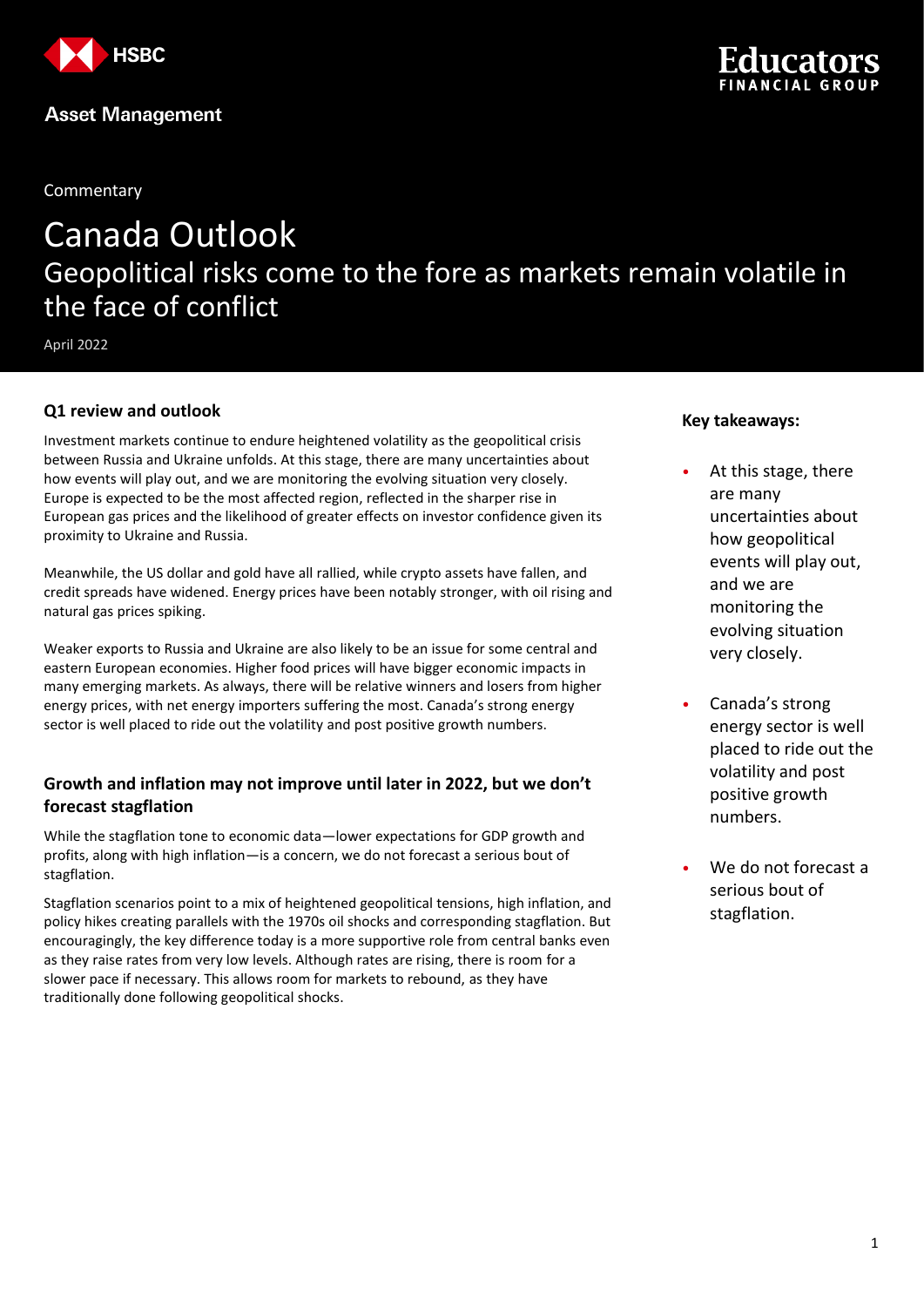HSBC

Asset Management

Educators FINANCIAL GROUP

Commentary

# Canada Outlook

## Geopolitical risks come to the fore as markets remain volatile in the face of conflict

April 2022

### Q1 review and outlook

Investment markets continue to endure heightened volatility as the geopolitical crisis between Russia and Ukraine unfolds. At this stage, there are many uncertainties about how events will play out, and we are monitoring the evolving situation very closely. Europe is expected to be the most affected region, reflected in the sharper rise in European gas prices and the likelihood of greater effects on investor confidence given its proximity to Ukraine and Russia.

Meanwhile, the US dollar and gold have all rallied, while crypto assets have fallen, and credit spreads have widened. Energy prices have been notably stronger, with oil rising and natural gas prices spiking.

Weaker exports to Russia and Ukraine are also likely to be an issue for some central and eastern European economies. Higher food prices will have bigger economic impacts in many emerging markets. As always, there will be relative winners and losers from higher energy prices, with net energy importers suffering the most. Canada's strong energy sector is well placed to ride out the volatility and post positive growth numbers.

### Growth and inflation may not improve until later in 2022, but we don't forecast stagflation

While the stagflation tone to economic data—lower expectations for GDP growth and profits, along with high inflation—is a concern, we do not forecast a serious bout of stagflation.

Stagflation scenarios point to a mix of heightened geopolitical tensions, high inflation, and policy hikes creating parallels with the 1970s oil shocks and corresponding stagflation. But encouragingly, the key difference today is a more supportive role from central banks even as they raise rates from very low levels. Although rates are rising, there is room for a slower pace if necessary. This allows room for markets to rebound, as they have traditionally done following geopolitical shocks.

**Key takeaways:**

- At this stage, there are many uncertainties about how geopolitical events will play out, and we are monitoring the evolving situation very closely.
- Canada's strong energy sector is well placed to ride out the volatility and post positive growth numbers.
- We do not forecast a serious bout of stagflation.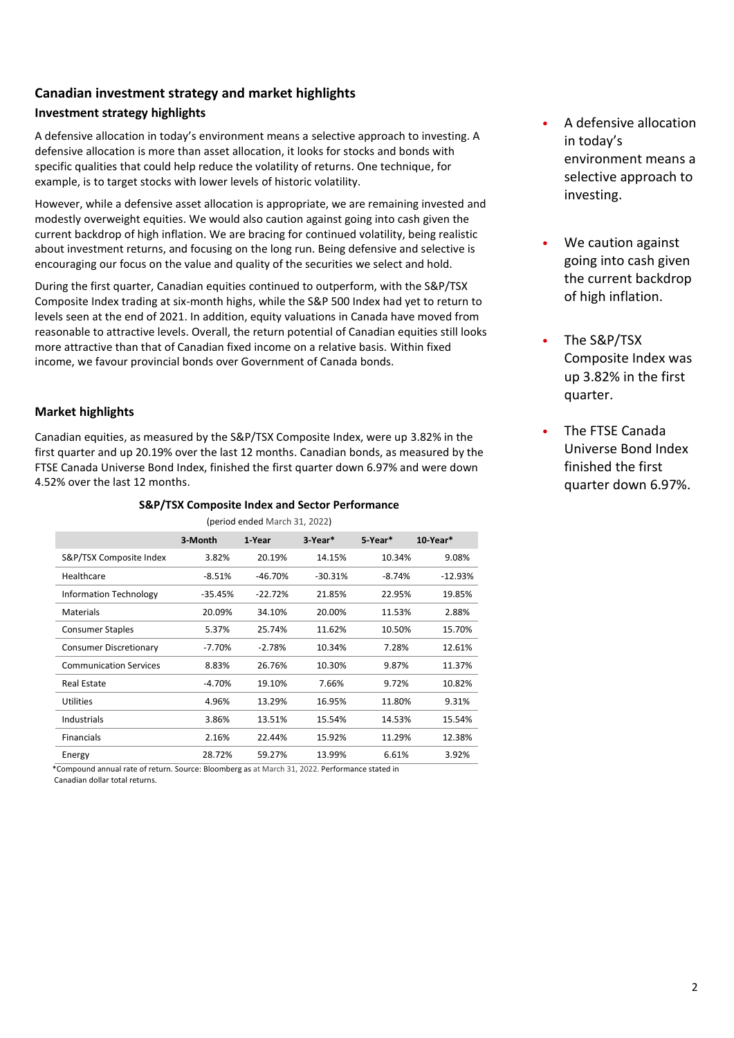## Canadian investment strategy and market highlights

### Investment strategy highlights

A defensive allocation in today's environment means a selective approach to investing. A defensive allocation is more than asset allocation, it looks for stocks and bonds with specific qualities that could help reduce the volatility of returns. One technique, for example, is to target stocks with lower levels of historic volatility.

However, while a defensive asset allocation is appropriate, we are remaining invested and modestly overweight equities. We would also caution against going into cash given the current backdrop of high inflation. We are bracing for continued volatility, being realistic about investment returns, and focusing on the long run. Being defensive and selective is encouraging our focus on the value and quality of the securities we select and hold.

During the first quarter, Canadian equities continued to outperform, with the S&P/TSX Composite Index trading at six-month highs, while the S&P 500 Index had yet to return to levels seen at the end of 2021. In addition, equity valuations in Canada have moved from reasonable to attractive levels. Overall, the return potential of Canadian equities still looks more attractive than that of Canadian fixed income on a relative basis. Within fixed income, we favour provincial bonds over Government of Canada bonds.

### Market highlights

Canadian equities, as measured by the S&P/TSX Composite Index, were up 3.82% in the first quarter and up 20.19% over the last 12 months. Canadian bonds, as measured by the FTSE Canada Universe Bond Index, finished the first quarter down 6.97% and were down 4.52% over the last 12 months.

**S&P/TSX Composite Index and Sector Performance**

(period ended March 31, 2022)

| | 3-Month | 1-Year | 3-Year* | 5-Year* | 10-Year* |
|---|---|---|---|---|---|
| S&P/TSX Composite Index | 3.82% | 20.19% | 14.15% | 10.34% | 9.08% |
| Healthcare | -8.51% | -46.70% | -30.31% | -8.74% | -12.93% |
| Information Technology | -35.45% | -22.72% | 21.85% | 22.95% | 19.85% |
| Materials | 20.09% | 34.10% | 20.00% | 11.53% | 2.88% |
| Consumer Staples | 5.37% | 25.74% | 11.62% | 10.50% | 15.70% |
| Consumer Discretionary | -7.70% | -2.78% | 10.34% | 7.28% | 12.61% |
| Communication Services | 8.83% | 26.76% | 10.30% | 9.87% | 11.37% |
| Real Estate | -4.70% | 19.10% | 7.66% | 9.72% | 10.82% |
| Utilities | 4.96% | 13.29% | 16.95% | 11.80% | 9.31% |
| Industrials | 3.86% | 13.51% | 15.54% | 14.53% | 15.54% |
| Financials | 2.16% | 22.44% | 15.92% | 11.29% | 12.38% |
| Energy | 28.72% | 59.27% | 13.99% | 6.61% | 3.92% |

*Compound annual rate of return. Source: Bloomberg as at March 31, 2022. Performance stated in Canadian dollar total returns.

- A defensive allocation in today's environment means a selective approach to investing.
- We caution against going into cash given the current backdrop of high inflation.
- The S&P/TSX Composite Index was up 3.82% in the first quarter.
- The FTSE Canada Universe Bond Index finished the first quarter down 6.97%.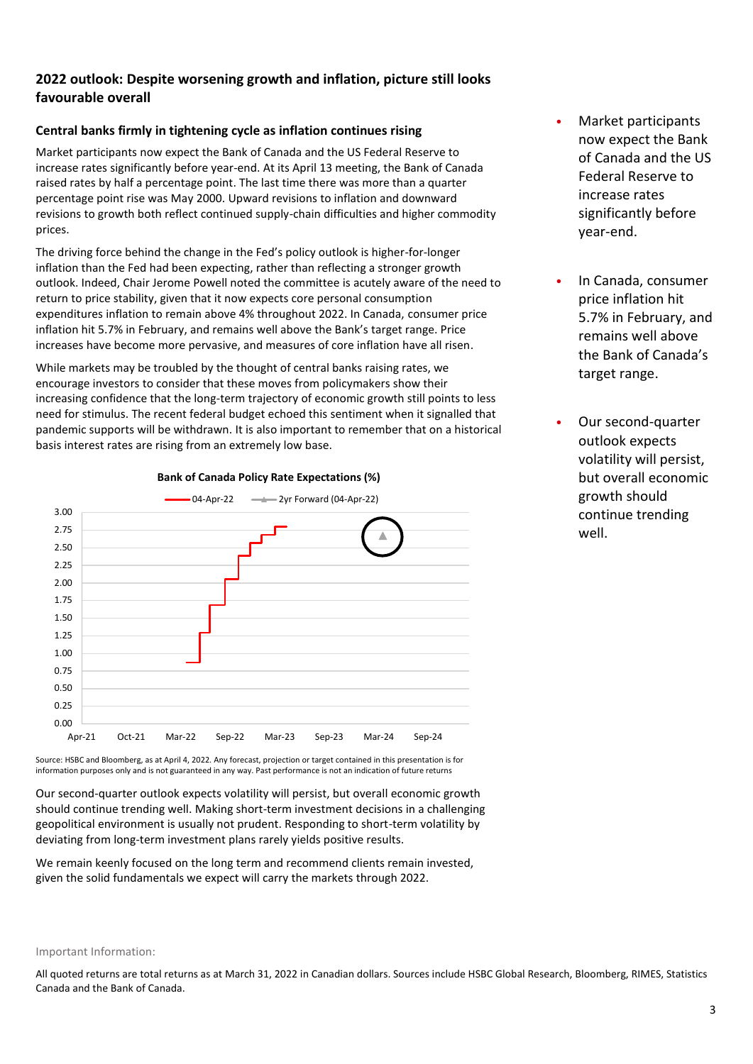## 2022 outlook: Despite worsening growth and inflation, picture still looks favourable overall

### Central banks firmly in tightening cycle as inflation continues rising

Market participants now expect the Bank of Canada and the US Federal Reserve to increase rates significantly before year-end. At its April 13 meeting, the Bank of Canada raised rates by half a percentage point. The last time there was more than a quarter percentage point rise was May 2000. Upward revisions to inflation and downward revisions to growth both reflect continued supply-chain difficulties and higher commodity prices.

The driving force behind the change in the Fed's policy outlook is higher-for-longer inflation than the Fed had been expecting, rather than reflecting a stronger growth outlook. Indeed, Chair Jerome Powell noted the committee is acutely aware of the need to return to price stability, given that it now expects core personal consumption expenditures inflation to remain above 4% throughout 2022. In Canada, consumer price inflation hit 5.7% in February, and remains well above the Bank's target range. Price increases have become more pervasive, and measures of core inflation have all risen.

While markets may be troubled by the thought of central banks raising rates, we encourage investors to consider that these moves from policymakers show their increasing confidence that the long-term trajectory of economic growth still points to less need for stimulus. The recent federal budget echoed this sentiment when it signalled that pandemic supports will be withdrawn. It is also important to remember that on a historical basis interest rates are rising from an extremely low base.

**Bank of Canada Policy Rate Expectations (%)**

Legend: 04-Apr-22; 2yr Forward (04-Apr-22)

Y-axis: 0.00, 0.25, 0.50, 0.75, 1.00, 1.25, 1.50, 1.75, 2.00, 2.25, 2.50, 2.75, 3.00

X-axis: Apr-21, Oct-21, Mar-22, Sep-22, Mar-23, Sep-23, Mar-24, Sep-24

Source: HSBC and Bloomberg, as at April 4, 2022. Any forecast, projection or target contained in this presentation is for information purposes only and is not guaranteed in any way. Past performance is not an indication of future returns

Our second-quarter outlook expects volatility will persist, but overall economic growth should continue trending well. Making short-term investment decisions in a challenging geopolitical environment is usually not prudent. Responding to short-term volatility by deviating from long-term investment plans rarely yields positive results.

We remain keenly focused on the long term and recommend clients remain invested, given the solid fundamentals we expect will carry the markets through 2022.

- Market participants now expect the Bank of Canada and the US Federal Reserve to increase rates significantly before year-end.
- In Canada, consumer price inflation hit 5.7% in February, and remains well above the Bank of Canada's target range.
- Our second-quarter outlook expects volatility will persist, but overall economic growth should continue trending well.

Important Information:

All quoted returns are total returns as at March 31, 2022 in Canadian dollars. Sources include HSBC Global Research, Bloomberg, RIMES, Statistics Canada and the Bank of Canada.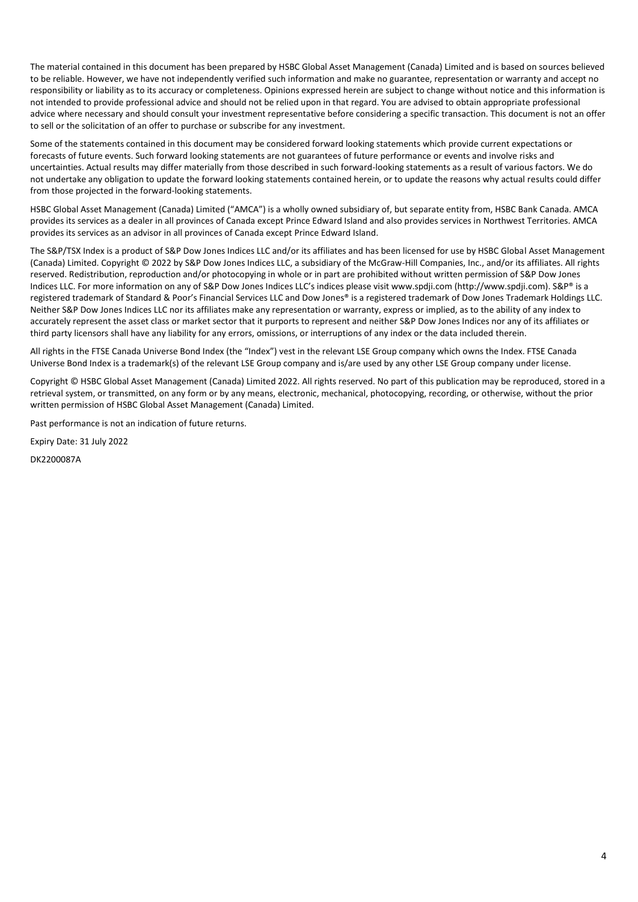The material contained in this document has been prepared by HSBC Global Asset Management (Canada) Limited and is based on sources believed to be reliable. However, we have not independently verified such information and make no guarantee, representation or warranty and accept no responsibility or liability as to its accuracy or completeness. Opinions expressed herein are subject to change without notice and this information is not intended to provide professional advice and should not be relied upon in that regard. You are advised to obtain appropriate professional advice where necessary and should consult your investment representative before considering a specific transaction. This document is not an offer to sell or the solicitation of an offer to purchase or subscribe for any investment.

Some of the statements contained in this document may be considered forward looking statements which provide current expectations or forecasts of future events. Such forward looking statements are not guarantees of future performance or events and involve risks and uncertainties. Actual results may differ materially from those described in such forward-looking statements as a result of various factors. We do not undertake any obligation to update the forward looking statements contained herein, or to update the reasons why actual results could differ from those projected in the forward-looking statements.

HSBC Global Asset Management (Canada) Limited ("AMCA") is a wholly owned subsidiary of, but separate entity from, HSBC Bank Canada. AMCA provides its services as a dealer in all provinces of Canada except Prince Edward Island and also provides services in Northwest Territories. AMCA provides its services as an advisor in all provinces of Canada except Prince Edward Island.

The S&P/TSX Index is a product of S&P Dow Jones Indices LLC and/or its affiliates and has been licensed for use by HSBC Global Asset Management (Canada) Limited. Copyright © 2022 by S&P Dow Jones Indices LLC, a subsidiary of the McGraw-Hill Companies, Inc., and/or its affiliates. All rights reserved. Redistribution, reproduction and/or photocopying in whole or in part are prohibited without written permission of S&P Dow Jones Indices LLC. For more information on any of S&P Dow Jones Indices LLC's indices please visit www.spdji.com (http://www.spdji.com). S&P® is a registered trademark of Standard & Poor's Financial Services LLC and Dow Jones® is a registered trademark of Dow Jones Trademark Holdings LLC. Neither S&P Dow Jones Indices LLC nor its affiliates make any representation or warranty, express or implied, as to the ability of any index to accurately represent the asset class or market sector that it purports to represent and neither S&P Dow Jones Indices nor any of its affiliates or third party licensors shall have any liability for any errors, omissions, or interruptions of any index or the data included therein.

All rights in the FTSE Canada Universe Bond Index (the "Index") vest in the relevant LSE Group company which owns the Index. FTSE Canada Universe Bond Index is a trademark(s) of the relevant LSE Group company and is/are used by any other LSE Group company under license.

Copyright © HSBC Global Asset Management (Canada) Limited 2022. All rights reserved. No part of this publication may be reproduced, stored in a retrieval system, or transmitted, on any form or by any means, electronic, mechanical, photocopying, recording, or otherwise, without the prior written permission of HSBC Global Asset Management (Canada) Limited.

Past performance is not an indication of future returns.

Expiry Date: 31 July 2022

DK2200087A